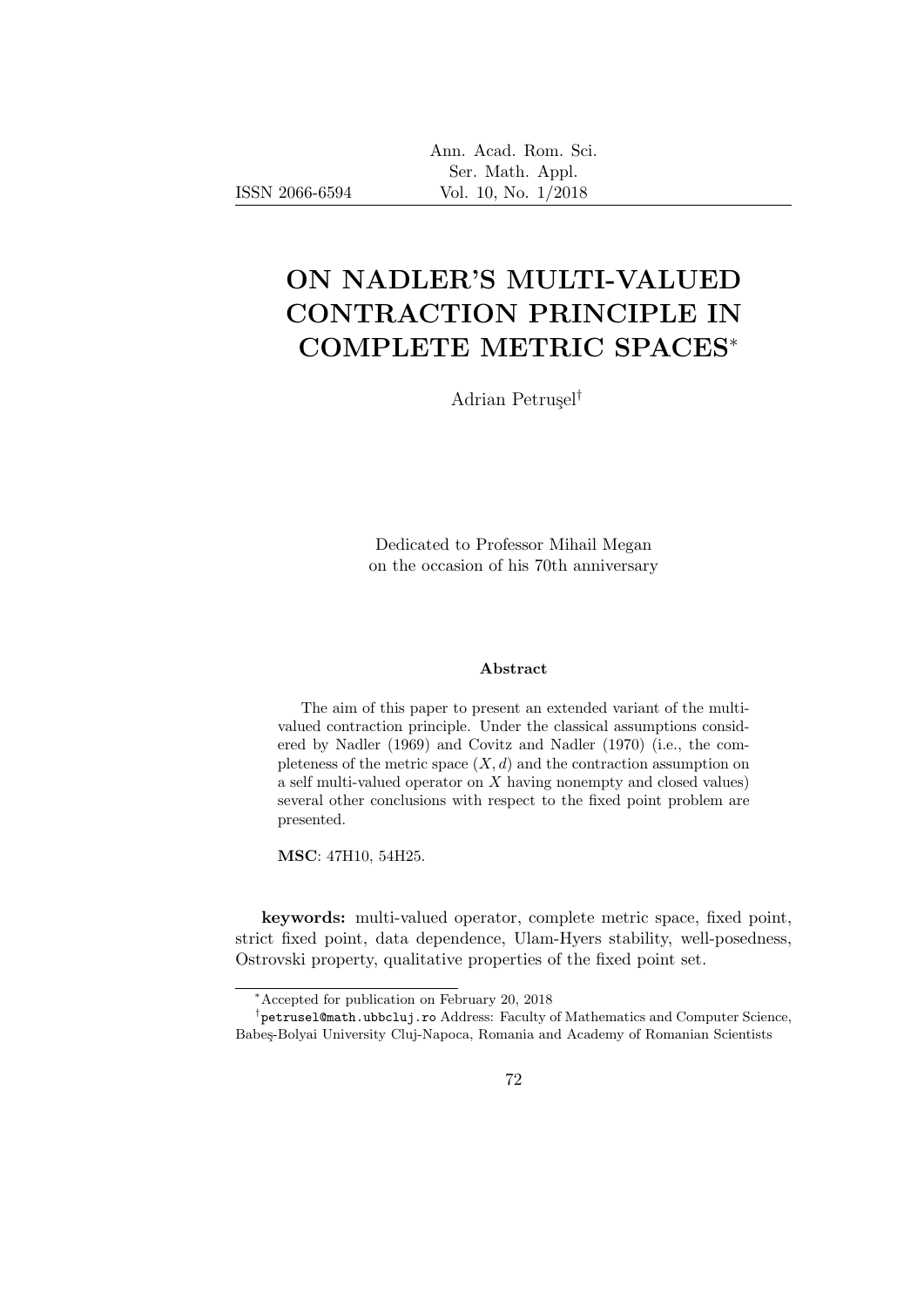# ON NADLER'S MULTI-VALUED CONTRACTION PRINCIPLE IN COMPLETE METRIC SPACES*

Adrian Petruşel[†]

Dedicated to Professor Mihail Megan on the occasion of his 70th anniversary

### Abstract

The aim of this paper to present an extended variant of the multi-valued contraction principle. Under the classical assumptions considered by Nadler (1969) and Covitz and Nadler (1970) (i.e., the completeness of the metric space $(X, d)$ and the contraction assumption on a self multi-valued operator on $X$ having nonempty and closed values) several other conclusions with respect to the fixed point problem are presented.

**MSC**: 47H10, 54H25.

**keywords:** multi-valued operator, complete metric space, fixed point, strict fixed point, data dependence, Ulam-Hyers stability, well-posedness, Ostrovski property, qualitative properties of the fixed point set.

---

*Accepted for publication on February 20, 2018

[†]petrusel@math.ubbcluj.ro Address: Faculty of Mathematics and Computer Science, Babeş-Bolyai University Cluj-Napoca, Romania and Academy of Romanian Scientists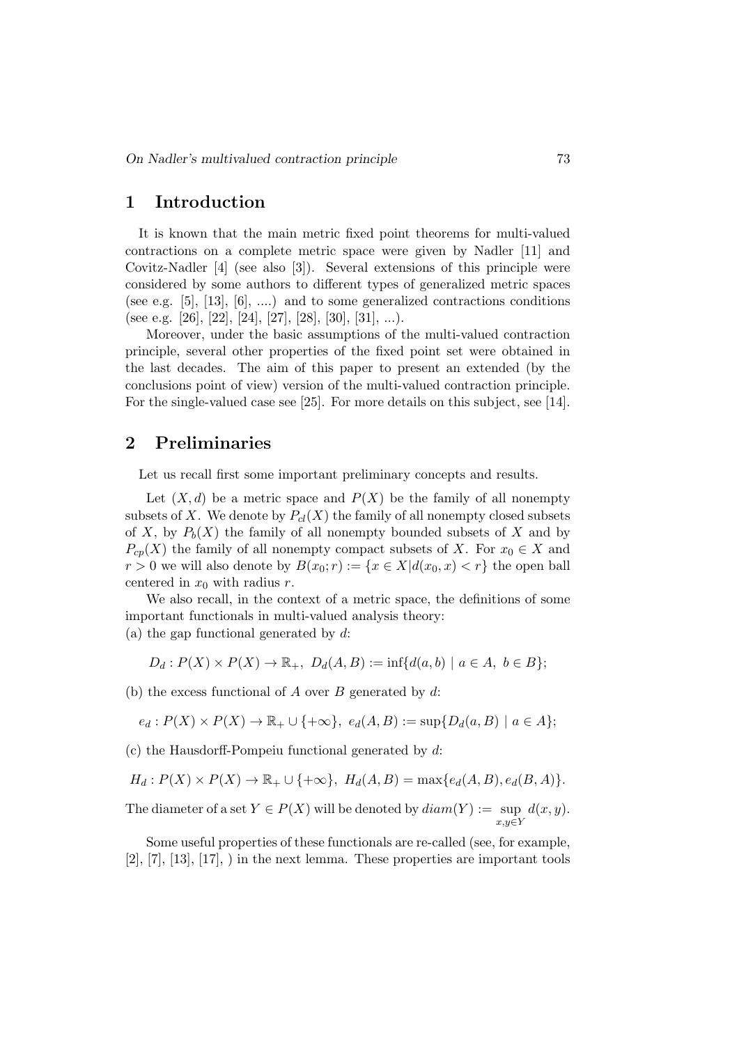## 1 Introduction

It is known that the main metric fixed point theorems for multi-valued contractions on a complete metric space were given by Nadler [11] and Covitz-Nadler [4] (see also [3]). Several extensions of this principle were considered by some authors to different types of generalized metric spaces (see e.g. [5], [13], [6], ....) and to some generalized contractions conditions (see e.g. [26], [22], [24], [27], [28], [30], [31], ...).

Moreover, under the basic assumptions of the multi-valued contraction principle, several other properties of the fixed point set were obtained in the last decades. The aim of this paper to present an extended (by the conclusions point of view) version of the multi-valued contraction principle. For the single-valued case see [25]. For more details on this subject, see [14].

## 2 Preliminaries

Let us recall first some important preliminary concepts and results.

Let $(X, d)$ be a metric space and $P(X)$ be the family of all nonempty subsets of $X$. We denote by $P_{cl}(X)$ the family of all nonempty closed subsets of $X$, by $P_b(X)$ the family of all nonempty bounded subsets of $X$ and by $P_{cp}(X)$ the family of all nonempty compact subsets of $X$. For $x_0 \in X$ and $r > 0$ we will also denote by $B(x_0; r) := \{x \in X | d(x_0, x) < r\}$ the open ball centered in $x_0$ with radius $r$.

We also recall, in the context of a metric space, the definitions of some important functionals in multi-valued analysis theory:
(a) the gap functional generated by $d$:

$$D_d : P(X) \times P(X) \to \mathbb{R}_+, \; D_d(A, B) := \inf\{d(a, b) \mid a \in A, \; b \in B\};$$

(b) the excess functional of $A$ over $B$ generated by $d$:

$$e_d : P(X) \times P(X) \to \mathbb{R}_+ \cup \{+\infty\}, \; e_d(A, B) := \sup\{D_d(a, B) \mid a \in A\};$$

(c) the Hausdorff-Pompeiu functional generated by $d$:

$$H_d : P(X) \times P(X) \to \mathbb{R}_+ \cup \{+\infty\}, \; H_d(A, B) = \max\{e_d(A, B), e_d(B, A)\}.$$

The diameter of a set $Y \in P(X)$ will be denoted by $diam(Y) := \sup\limits_{x,y \in Y} d(x, y)$.

Some useful properties of these functionals are re-called (see, for example, [2], [7], [13], [17], ) in the next lemma. These properties are important tools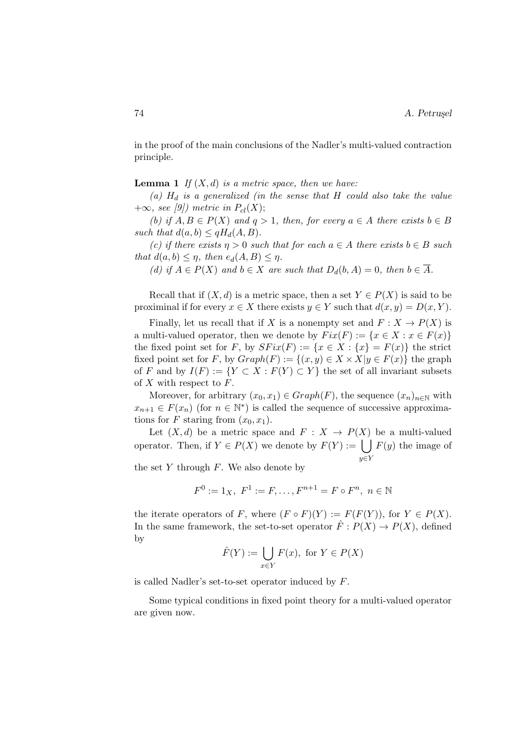in the proof of the main conclusions of the Nadler's multi-valued contraction principle.

**Lemma 1** *If $(X, d)$ is a metric space, then we have:*

*(a) $H_d$ is a generalized (in the sense that $H$ could also take the value $+\infty$, see [9]) metric in $P_{cl}(X)$;*

*(b) if $A, B \in P(X)$ and $q > 1$, then, for every $a \in A$ there exists $b \in B$ such that $d(a, b) \leq qH_d(A, B)$.*

*(c) if there exists $\eta > 0$ such that for each $a \in A$ there exists $b \in B$ such that $d(a, b) \leq \eta$, then $e_d(A, B) \leq \eta$.*

*(d) if $A \in P(X)$ and $b \in X$ are such that $D_d(b, A) = 0$, then $b \in \overline{A}$.*

Recall that if $(X, d)$ is a metric space, then a set $Y \in P(X)$ is said to be proximinal if for every $x \in X$ there exists $y \in Y$ such that $d(x, y) = D(x, Y)$.

Finally, let us recall that if $X$ is a nonempty set and $F : X \to P(X)$ is a multi-valued operator, then we denote by $Fix(F) := \{x \in X : x \in F(x)\}$ the fixed point set for $F$, by $SFix(F) := \{x \in X : \{x\} = F(x)\}$ the strict fixed point set for $F$, by $Graph(F) := \{(x, y) \in X \times X | y \in F(x)\}$ the graph of $F$ and by $I(F) := \{Y \subset X : F(Y) \subset Y\}$ the set of all invariant subsets of $X$ with respect to $F$.

Moreover, for arbitrary $(x_0, x_1) \in Graph(F)$, the sequence $(x_n)_{n \in \mathbb{N}}$ with $x_{n+1} \in F(x_n)$ (for $n \in \mathbb{N}^*$) is called the sequence of successive approximations for $F$ staring from $(x_0, x_1)$.

Let $(X, d)$ be a metric space and $F : X \to P(X)$ be a multi-valued operator. Then, if $Y \in P(X)$ we denote by $F(Y) := \bigcup\limits_{y \in Y} F(y)$ the image of the set $Y$ through $F$. We also denote by

$$F^0 := 1_X, \ F^1 := F, \ldots, F^{n+1} = F \circ F^n, \ n \in \mathbb{N}$$

the iterate operators of $F$, where $(F \circ F)(Y) := F(F(Y))$, for $Y \in P(X)$. In the same framework, the set-to-set operator $\hat{F} : P(X) \to P(X)$, defined by

$$\hat{F}(Y) := \bigcup_{x \in Y} F(x), \ \text{for } Y \in P(X)$$

is called Nadler's set-to-set operator induced by $F$.

Some typical conditions in fixed point theory for a multi-valued operator are given now.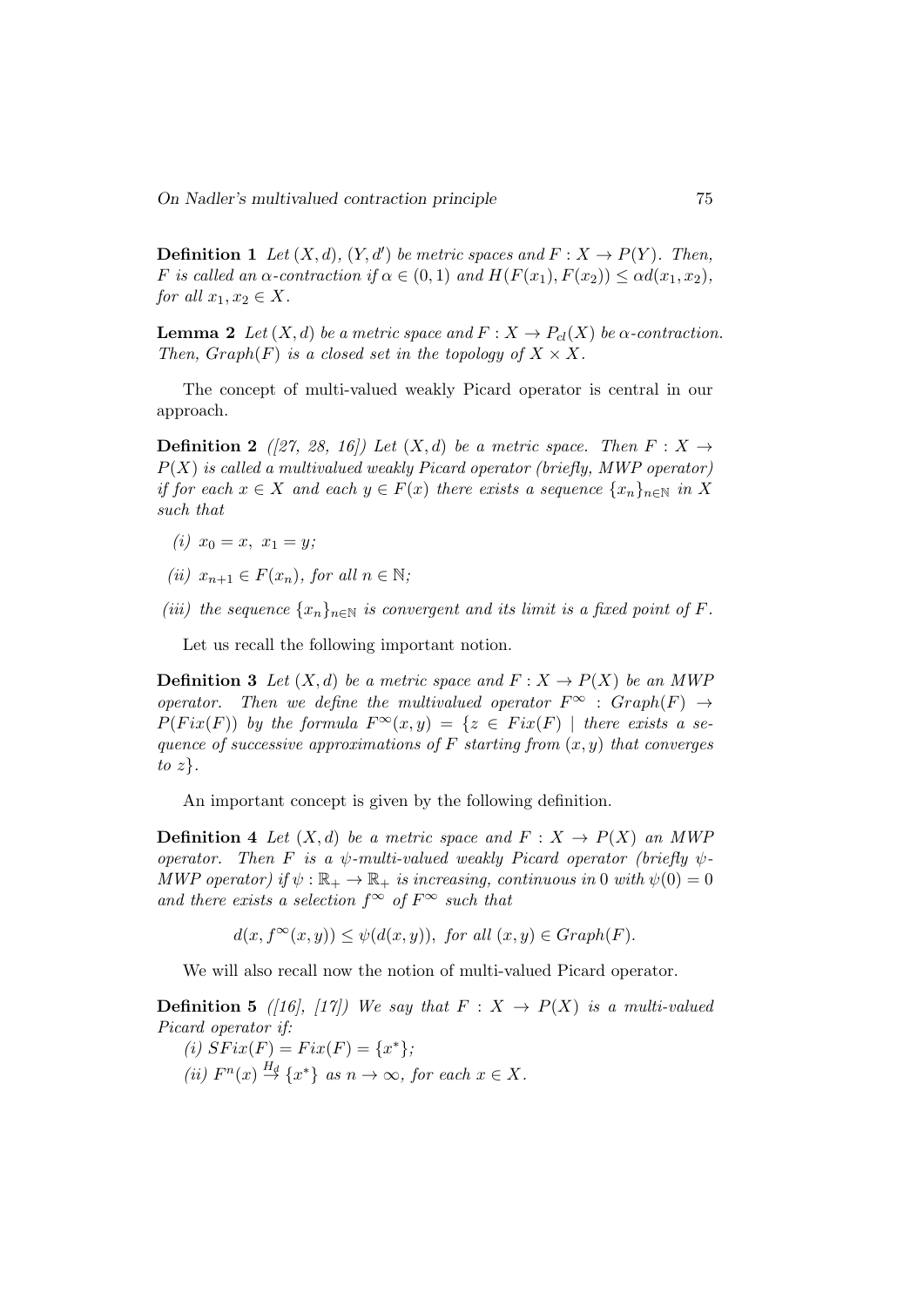**Definition 1** *Let $(X, d)$, $(Y, d')$ be metric spaces and $F : X \to P(Y)$. Then, $F$ is called an $\alpha$-contraction if $\alpha \in (0, 1)$ and $H(F(x_1), F(x_2)) \leq \alpha d(x_1, x_2)$, for all $x_1, x_2 \in X$.*

**Lemma 2** *Let $(X, d)$ be a metric space and $F : X \to P_{cl}(X)$ be $\alpha$-contraction. Then, $Graph(F)$ is a closed set in the topology of $X \times X$.*

The concept of multi-valued weakly Picard operator is central in our approach.

**Definition 2** *([27, 28, 16]) Let $(X, d)$ be a metric space. Then $F : X \to P(X)$ is called a multivalued weakly Picard operator (briefly, MWP operator) if for each $x \in X$ and each $y \in F(x)$ there exists a sequence $\{x_n\}_{n\in\mathbb{N}}$ in $X$ such that*

*(i) $x_0 = x$, $x_1 = y$;*

*(ii) $x_{n+1} \in F(x_n)$, for all $n \in \mathbb{N}$;*

*(iii) the sequence $\{x_n\}_{n\in\mathbb{N}}$ is convergent and its limit is a fixed point of $F$.*

Let us recall the following important notion.

**Definition 3** *Let $(X, d)$ be a metric space and $F : X \to P(X)$ be an MWP operator. Then we define the multivalued operator $F^{\infty} : Graph(F) \to P(Fix(F))$ by the formula $F^{\infty}(x, y) = \{z \in Fix(F) \mid$ there exists a sequence of successive approximations of $F$ starting from $(x, y)$ that converges to $z\}$.*

An important concept is given by the following definition.

**Definition 4** *Let $(X, d)$ be a metric space and $F : X \to P(X)$ an MWP operator. Then $F$ is a $\psi$-multi-valued weakly Picard operator (briefly $\psi$-MWP operator) if $\psi : \mathbb{R}_+ \to \mathbb{R}_+$ is increasing, continuous in $0$ with $\psi(0) = 0$ and there exists a selection $f^{\infty}$ of $F^{\infty}$ such that*

$$d(x, f^{\infty}(x, y)) \leq \psi(d(x, y)), \text{ for all } (x, y) \in Graph(F).$$

We will also recall now the notion of multi-valued Picard operator.

**Definition 5** *([16], [17]) We say that $F : X \to P(X)$ is a multi-valued Picard operator if:*

*(i) $SFix(F) = Fix(F) = \{x^*\}$;*

*(ii) $F^n(x) \overset{H_d}{\to} \{x^*\}$ as $n \to \infty$, for each $x \in X$.*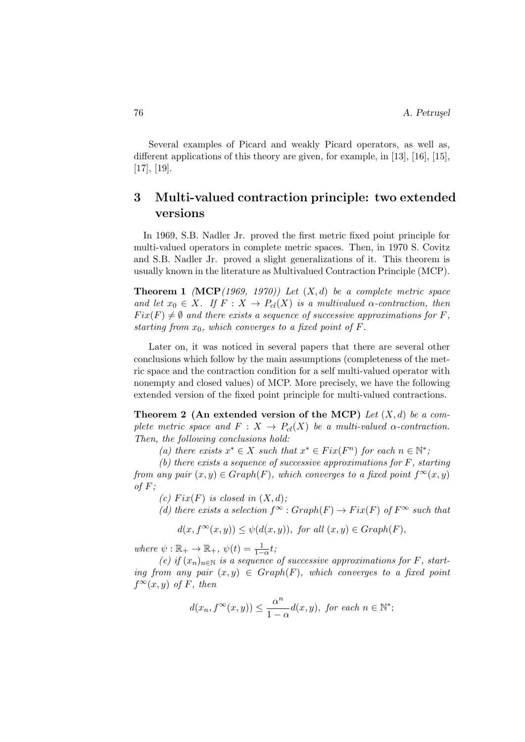Several examples of Picard and weakly Picard operators, as well as, different applications of this theory are given, for example, in [13], [16], [15], [17], [19].

## 3 Multi-valued contraction principle: two extended versions

In 1969, S.B. Nadler Jr. proved the first metric fixed point principle for multi-valued operators in complete metric spaces. Then, in 1970 S. Covitz and S.B. Nadler Jr. proved a slight generalizations of it. This theorem is usually known in the literature as Multivalued Contraction Principle (MCP).

**Theorem 1** *(**MCP**(1969, 1970)) Let $(X, d)$ be a complete metric space and let $x_0 \in X$. If $F : X \to P_{cl}(X)$ is a multivalued $\alpha$-contraction, then $Fix(F) \neq \emptyset$ and there exists a sequence of successive approximations for $F$, starting from $x_0$, which converges to a fixed point of $F$.*

Later on, it was noticed in several papers that there are several other conclusions which follow by the main assumptions (completeness of the metric space and the contraction condition for a self multi-valued operator with nonempty and closed values) of MCP. More precisely, we have the following extended version of the fixed point principle for multi-valued contractions.

**Theorem 2 (An extended version of the MCP)** *Let $(X, d)$ be a complete metric space and $F : X \to P_{cl}(X)$ be a multi-valued $\alpha$-contraction. Then, the following conclusions hold:*

*(a) there exists $x^* \in X$ such that $x^* \in Fix(F^n)$ for each $n \in \mathbb{N}^*$;*

*(b) there exists a sequence of successive approximations for $F$, starting from any pair $(x, y) \in Graph(F)$, which converges to a fixed point $f^\infty(x, y)$ of $F$;*

*(c) $Fix(F)$ is closed in $(X, d)$;*

*(d) there exists a selection $f^\infty : Graph(F) \to Fix(F)$ of $F^\infty$ such that*

$$d(x, f^\infty(x, y)) \leq \psi(d(x, y)), \text{ for all } (x, y) \in Graph(F),$$

*where $\psi : \mathbb{R}_+ \to \mathbb{R}_+$, $\psi(t) = \frac{1}{1-\alpha}t$;*

*(e) if $(x_n)_{n\in\mathbb{N}}$ is a sequence of successive approximations for $F$, starting from any pair $(x, y) \in Graph(F)$, which converges to a fixed point $f^\infty(x, y)$ of $F$, then*

$$d(x_n, f^\infty(x, y)) \leq \frac{\alpha^n}{1-\alpha} d(x, y), \text{ for each } n \in \mathbb{N}^*;$$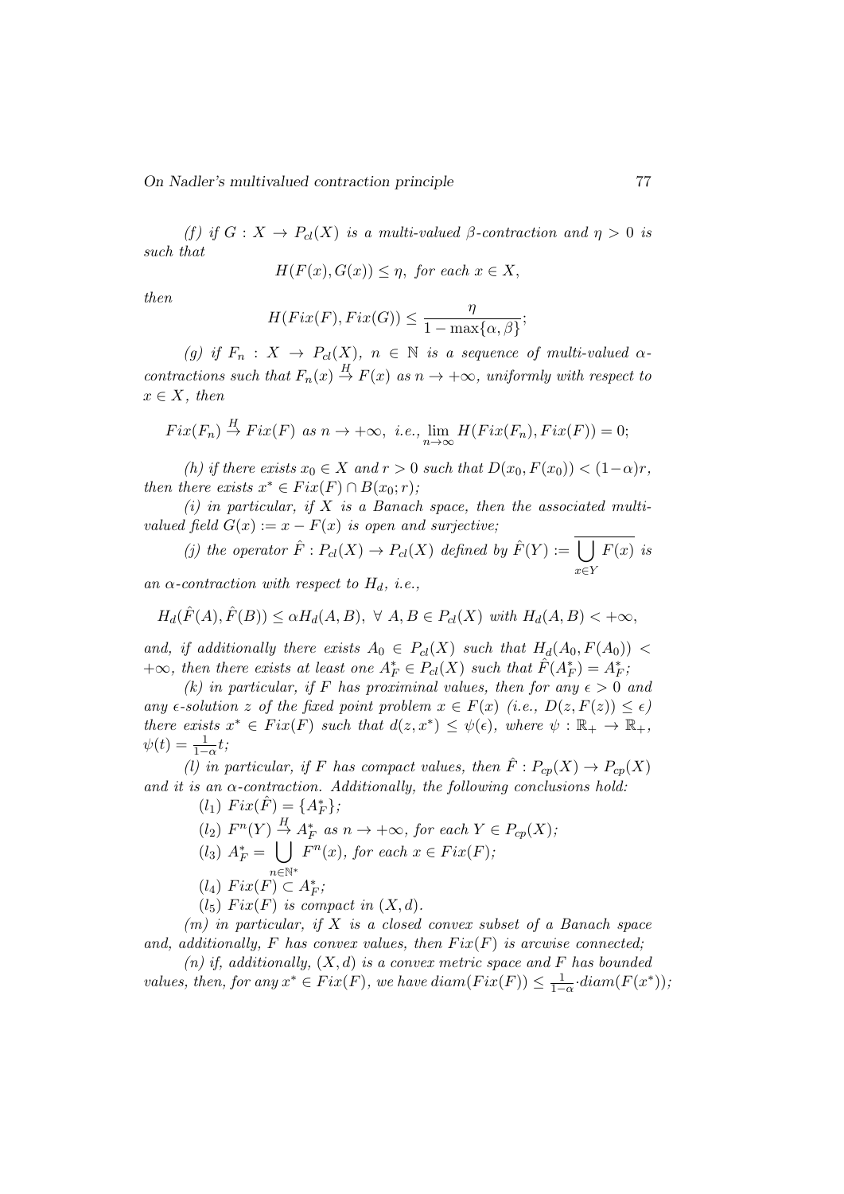*(f) if $G : X \to P_{cl}(X)$ is a multi-valued $\beta$-contraction and $\eta > 0$ is such that*

$$H(F(x), G(x)) \leq \eta, \text{ for each } x \in X,$$

*then*

$$H(Fix(F), Fix(G)) \leq \frac{\eta}{1 - \max\{\alpha, \beta\}};$$

*(g) if $F_n : X \to P_{cl}(X)$, $n \in \mathbb{N}$ is a sequence of multi-valued $\alpha$-contractions such that $F_n(x) \overset{H}{\to} F(x)$ as $n \to +\infty$, uniformly with respect to $x \in X$, then*

$$Fix(F_n) \overset{H}{\to} Fix(F) \text{ as } n \to +\infty, \text{ i.e., } \lim_{n\to\infty} H(Fix(F_n), Fix(F)) = 0;$$

*(h) if there exists $x_0 \in X$ and $r > 0$ such that $D(x_0, F(x_0)) < (1-\alpha)r$, then there exists $x^* \in Fix(F) \cap B(x_0; r)$;*

*(i) in particular, if $X$ is a Banach space, then the associated multi-valued field $G(x) := x - F(x)$ is open and surjective;*

*(j) the operator $\hat{F} : P_{cl}(X) \to P_{cl}(X)$ defined by $\hat{F}(Y) := \overline{\bigcup_{x \in Y} F(x)}$ is an $\alpha$-contraction with respect to $H_d$, i.e.,*

$$H_d(\hat{F}(A), \hat{F}(B)) \leq \alpha H_d(A, B), \ \forall \ A, B \in P_{cl}(X) \text{ with } H_d(A, B) < +\infty,$$

*and, if additionally there exists $A_0 \in P_{cl}(X)$ such that $H_d(A_0, F(A_0)) < +\infty$, then there exists at least one $A^*_F \in P_{cl}(X)$ such that $\hat{F}(A^*_F) = A^*_F$;*

*(k) in particular, if $F$ has proximinal values, then for any $\epsilon > 0$ and any $\epsilon$-solution $z$ of the fixed point problem $x \in F(x)$ (i.e., $D(z, F(z)) \leq \epsilon$) there exists $x^* \in Fix(F)$ such that $d(z, x^*) \leq \psi(\epsilon)$, where $\psi : \mathbb{R}_+ \to \mathbb{R}_+$, $\psi(t) = \frac{1}{1-\alpha} t$;*

*(l) in particular, if $F$ has compact values, then $\hat{F} : P_{cp}(X) \to P_{cp}(X)$ and it is an $\alpha$-contraction. Additionally, the following conclusions hold:*

*($l_1$) $Fix(\hat{F}) = \{A^*_F\}$;*

*($l_2$) $F^n(Y) \overset{H}{\to} A^*_F$ as $n \to +\infty$, for each $Y \in P_{cp}(X)$;*

*($l_3$) $A^*_F = \bigcup_{n \in \mathbb{N}^*} F^n(x)$, for each $x \in Fix(F)$;*

*($l_4$) $Fix(F) \subset A^*_F$;*

*($l_5$) $Fix(F)$ is compact in $(X, d)$.*

*(m) in particular, if $X$ is a closed convex subset of a Banach space and, additionally, $F$ has convex values, then $Fix(F)$ is arcwise connected;*

*(n) if, additionally, $(X, d)$ is a convex metric space and $F$ has bounded values, then, for any $x^* \in Fix(F)$, we have $diam(Fix(F)) \leq \frac{1}{1-\alpha} \cdot diam(F(x^*))$;*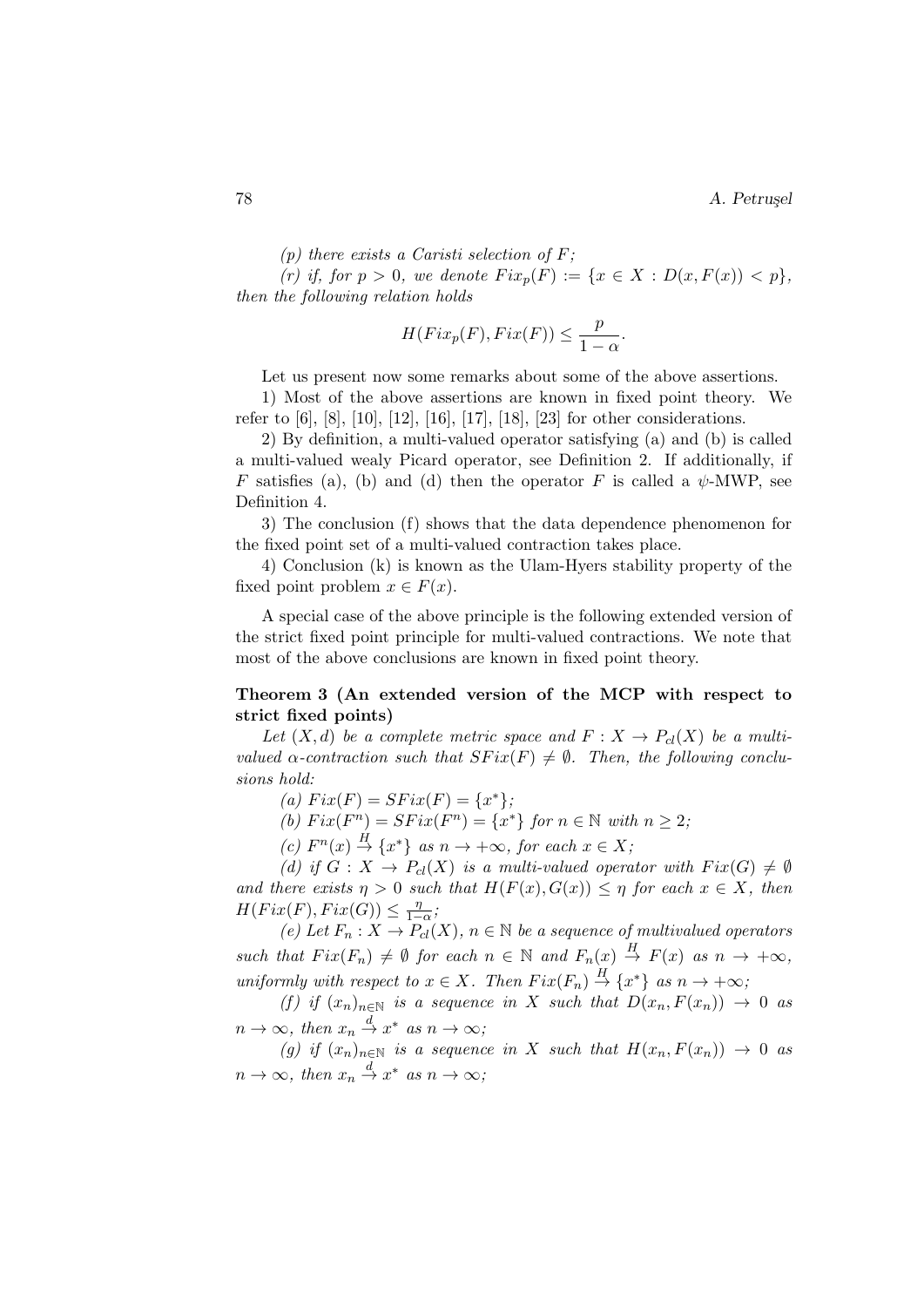*(p) there exists a Caristi selection of $F$;*

*(r) if, for $p > 0$, we denote $Fix_p(F) := \{x \in X : D(x, F(x)) < p\}$, then the following relation holds*

$$H(Fix_p(F), Fix(F)) \leq \frac{p}{1-\alpha}.$$

Let us present now some remarks about some of the above assertions.

1) Most of the above assertions are known in fixed point theory. We refer to [6], [8], [10], [12], [16], [17], [18], [23] for other considerations.

2) By definition, a multi-valued operator satisfying (a) and (b) is called a multi-valued wealy Picard operator, see Definition 2. If additionally, if $F$ satisfies (a), (b) and (d) then the operator $F$ is called a $\psi$-MWP, see Definition 4.

3) The conclusion (f) shows that the data dependence phenomenon for the fixed point set of a multi-valued contraction takes place.

4) Conclusion (k) is known as the Ulam-Hyers stability property of the fixed point problem $x \in F(x)$.

A special case of the above principle is the following extended version of the strict fixed point principle for multi-valued contractions. We note that most of the above conclusions are known in fixed point theory.

**Theorem 3 (An extended version of the MCP with respect to strict fixed points)**

*Let $(X, d)$ be a complete metric space and $F : X \to P_{cl}(X)$ be a multi-valued $\alpha$-contraction such that $SFix(F) \neq \emptyset$. Then, the following conclusions hold:*

*(a) $Fix(F) = SFix(F) = \{x^*\}$;*

*(b) $Fix(F^n) = SFix(F^n) = \{x^*\}$ for $n \in \mathbb{N}$ with $n \geq 2$;*

*(c) $F^n(x) \overset{H}{\to} \{x^*\}$ as $n \to +\infty$, for each $x \in X$;*

*(d) if $G : X \to P_{cl}(X)$ is a multi-valued operator with $Fix(G) \neq \emptyset$ and there exists $\eta > 0$ such that $H(F(x), G(x)) \leq \eta$ for each $x \in X$, then $H(Fix(F), Fix(G)) \leq \frac{\eta}{1-\alpha}$;*

*(e) Let $F_n : X \to P_{cl}(X)$, $n \in \mathbb{N}$ be a sequence of multivalued operators such that $Fix(F_n) \neq \emptyset$ for each $n \in \mathbb{N}$ and $F_n(x) \overset{H}{\to} F(x)$ as $n \to +\infty$, uniformly with respect to $x \in X$. Then $Fix(F_n) \overset{H}{\to} \{x^*\}$ as $n \to +\infty$;*

*(f) if $(x_n)_{n \in \mathbb{N}}$ is a sequence in $X$ such that $D(x_n, F(x_n)) \to 0$ as $n \to \infty$, then $x_n \overset{d}{\to} x^*$ as $n \to \infty$;*

*(g) if $(x_n)_{n \in \mathbb{N}}$ is a sequence in $X$ such that $H(x_n, F(x_n)) \to 0$ as $n \to \infty$, then $x_n \overset{d}{\to} x^*$ as $n \to \infty$;*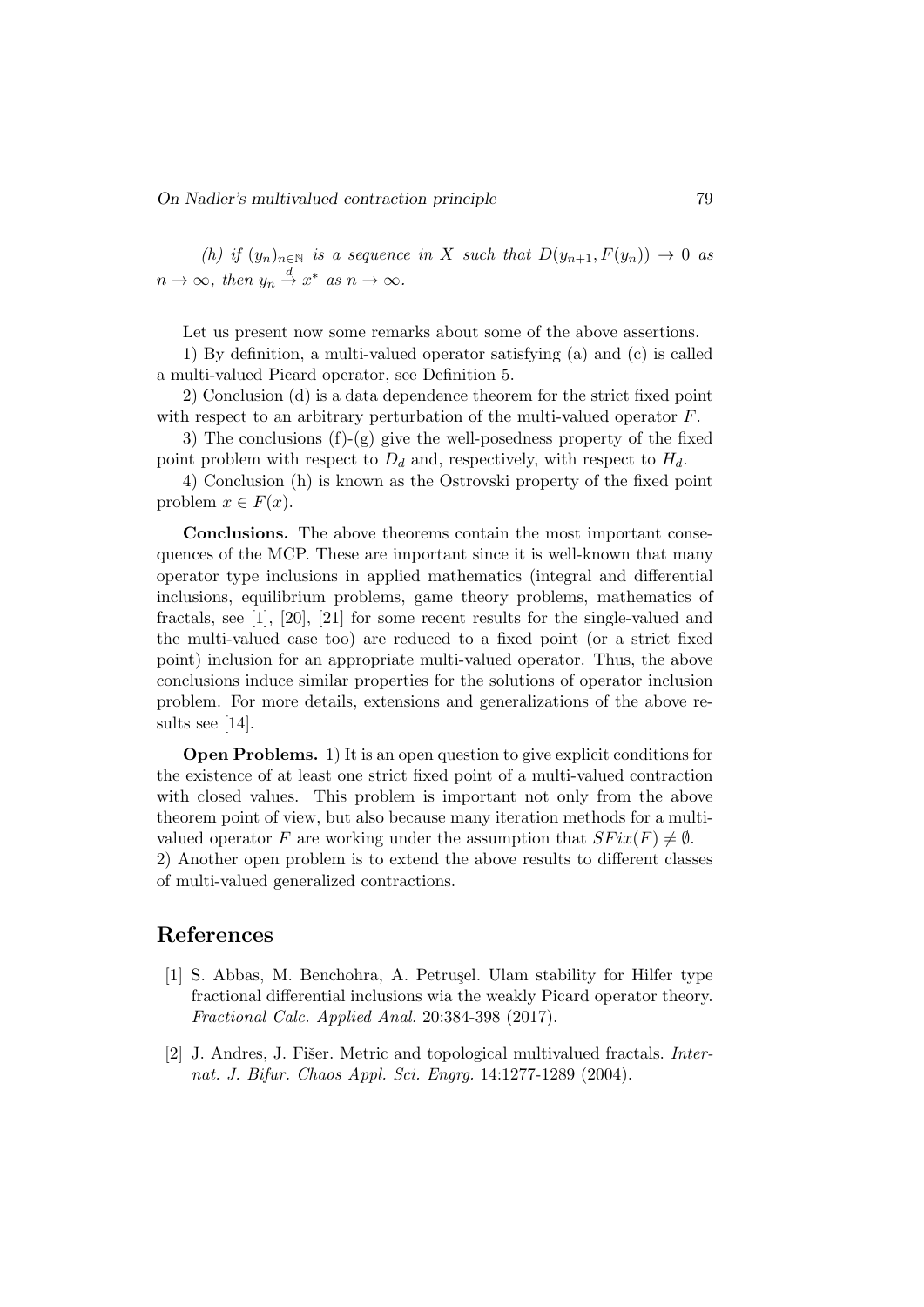*(h) if $(y_n)_{n\in\mathbb{N}}$ is a sequence in $X$ such that $D(y_{n+1}, F(y_n)) \to 0$ as $n \to \infty$, then $y_n \overset{d}{\to} x^*$ as $n \to \infty$.*

Let us present now some remarks about some of the above assertions.

1) By definition, a multi-valued operator satisfying (a) and (c) is called a multi-valued Picard operator, see Definition 5.

2) Conclusion (d) is a data dependence theorem for the strict fixed point with respect to an arbitrary perturbation of the multi-valued operator $F$.

3) The conclusions (f)-(g) give the well-posedness property of the fixed point problem with respect to $D_d$ and, respectively, with respect to $H_d$.

4) Conclusion (h) is known as the Ostrovski property of the fixed point problem $x \in F(x)$.

**Conclusions.** The above theorems contain the most important consequences of the MCP. These are important since it is well-known that many operator type inclusions in applied mathematics (integral and differential inclusions, equilibrium problems, game theory problems, mathematics of fractals, see [1], [20], [21] for some recent results for the single-valued and the multi-valued case too) are reduced to a fixed point (or a strict fixed point) inclusion for an appropriate multi-valued operator. Thus, the above conclusions induce similar properties for the solutions of operator inclusion problem. For more details, extensions and generalizations of the above results see [14].

**Open Problems.** 1) It is an open question to give explicit conditions for the existence of at least one strict fixed point of a multi-valued contraction with closed values. This problem is important not only from the above theorem point of view, but also because many iteration methods for a multi-valued operator $F$ are working under the assumption that $SFix(F) \neq \emptyset$.
2) Another open problem is to extend the above results to different classes of multi-valued generalized contractions.

## References

[1] S. Abbas, M. Benchohra, A. Petruşel. Ulam stability for Hilfer type fractional differential inclusions wia the weakly Picard operator theory. *Fractional Calc. Applied Anal.* 20:384-398 (2017).

[2] J. Andres, J. Fišer. Metric and topological multivalued fractals. *Internat. J. Bifur. Chaos Appl. Sci. Engrg.* 14:1277-1289 (2004).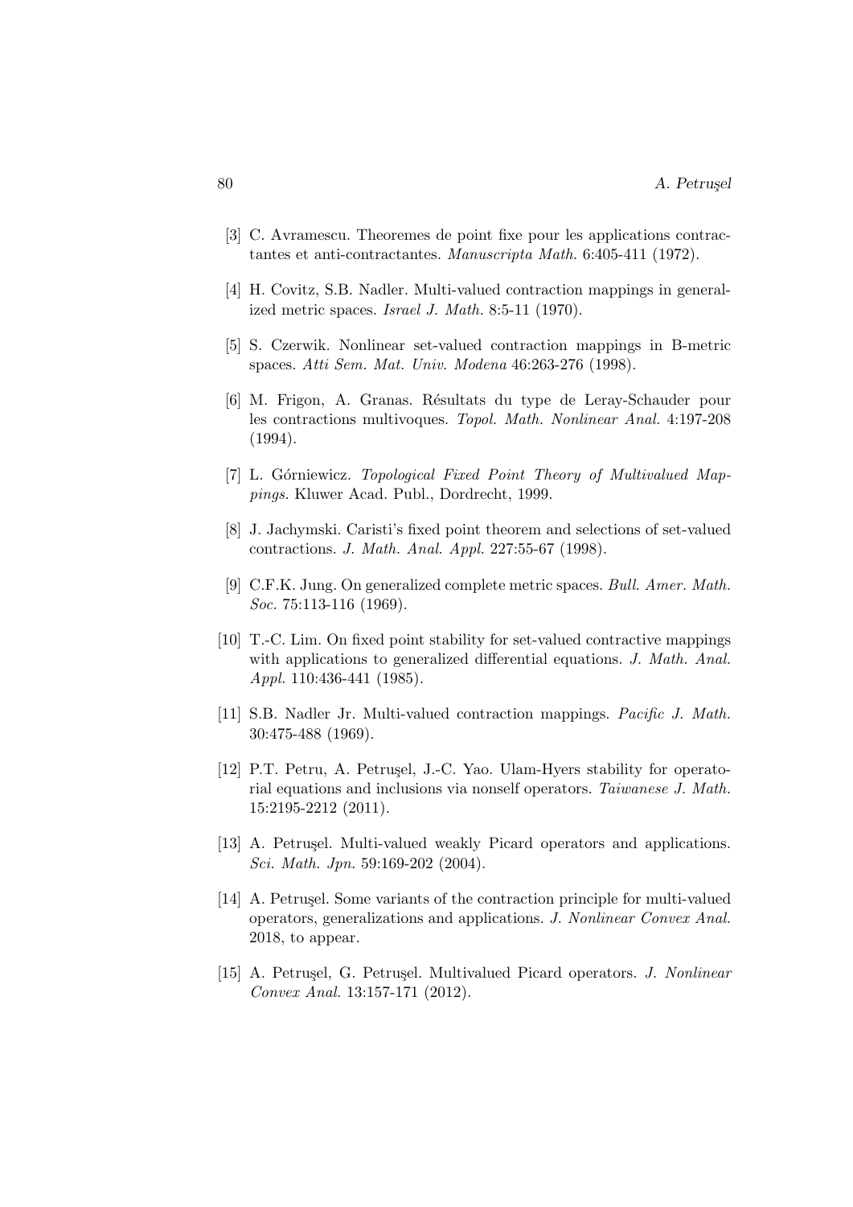[3] C. Avramescu. Theoremes de point fixe pour les applications contractantes et anti-contractantes. *Manuscripta Math.* 6:405-411 (1972).

[4] H. Covitz, S.B. Nadler. Multi-valued contraction mappings in generalized metric spaces. *Israel J. Math.* 8:5-11 (1970).

[5] S. Czerwik. Nonlinear set-valued contraction mappings in B-metric spaces. *Atti Sem. Mat. Univ. Modena* 46:263-276 (1998).

[6] M. Frigon, A. Granas. Résultats du type de Leray-Schauder pour les contractions multivoques. *Topol. Math. Nonlinear Anal.* 4:197-208 (1994).

[7] L. Górniewicz. *Topological Fixed Point Theory of Multivalued Mappings.* Kluwer Acad. Publ., Dordrecht, 1999.

[8] J. Jachymski. Caristi's fixed point theorem and selections of set-valued contractions. *J. Math. Anal. Appl.* 227:55-67 (1998).

[9] C.F.K. Jung. On generalized complete metric spaces. *Bull. Amer. Math. Soc.* 75:113-116 (1969).

[10] T.-C. Lim. On fixed point stability for set-valued contractive mappings with applications to generalized differential equations. *J. Math. Anal. Appl.* 110:436-441 (1985).

[11] S.B. Nadler Jr. Multi-valued contraction mappings. *Pacific J. Math.* 30:475-488 (1969).

[12] P.T. Petru, A. Petruşel, J.-C. Yao. Ulam-Hyers stability for operatorial equations and inclusions via nonself operators. *Taiwanese J. Math.* 15:2195-2212 (2011).

[13] A. Petruşel. Multi-valued weakly Picard operators and applications. *Sci. Math. Jpn.* 59:169-202 (2004).

[14] A. Petruşel. Some variants of the contraction principle for multi-valued operators, generalizations and applications. *J. Nonlinear Convex Anal.* 2018, to appear.

[15] A. Petruşel, G. Petruşel. Multivalued Picard operators. *J. Nonlinear Convex Anal.* 13:157-171 (2012).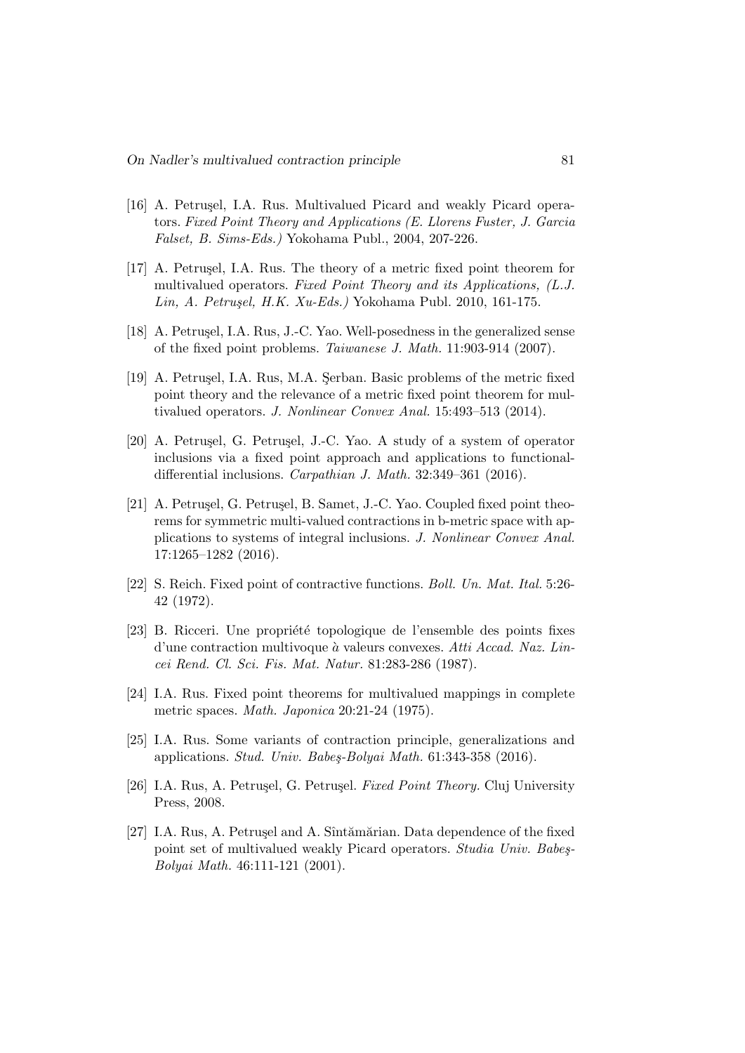[16] A. Petruşel, I.A. Rus. Multivalued Picard and weakly Picard operators. *Fixed Point Theory and Applications (E. Llorens Fuster, J. Garcia Falset, B. Sims-Eds.)* Yokohama Publ., 2004, 207-226.

[17] A. Petruşel, I.A. Rus. The theory of a metric fixed point theorem for multivalued operators. *Fixed Point Theory and its Applications, (L.J. Lin, A. Petruşel, H.K. Xu-Eds.)* Yokohama Publ. 2010, 161-175.

[18] A. Petruşel, I.A. Rus, J.-C. Yao. Well-posedness in the generalized sense of the fixed point problems. *Taiwanese J. Math.* 11:903-914 (2007).

[19] A. Petruşel, I.A. Rus, M.A. Şerban. Basic problems of the metric fixed point theory and the relevance of a metric fixed point theorem for multivalued operators. *J. Nonlinear Convex Anal.* 15:493–513 (2014).

[20] A. Petruşel, G. Petruşel, J.-C. Yao. A study of a system of operator inclusions via a fixed point approach and applications to functional-differential inclusions. *Carpathian J. Math.* 32:349–361 (2016).

[21] A. Petruşel, G. Petruşel, B. Samet, J.-C. Yao. Coupled fixed point theorems for symmetric multi-valued contractions in b-metric space with applications to systems of integral inclusions. *J. Nonlinear Convex Anal.* 17:1265–1282 (2016).

[22] S. Reich. Fixed point of contractive functions. *Boll. Un. Mat. Ital.* 5:26-42 (1972).

[23] B. Ricceri. Une propriété topologique de l'ensemble des points fixes d'une contraction multivoque *à* valeurs convexes. *Atti Accad. Naz. Lincei Rend. Cl. Sci. Fis. Mat. Natur.* 81:283-286 (1987).

[24] I.A. Rus. Fixed point theorems for multivalued mappings in complete metric spaces. *Math. Japonica* 20:21-24 (1975).

[25] I.A. Rus. Some variants of contraction principle, generalizations and applications. *Stud. Univ. Babeş-Bolyai Math.* 61:343-358 (2016).

[26] I.A. Rus, A. Petruşel, G. Petruşel. *Fixed Point Theory.* Cluj University Press, 2008.

[27] I.A. Rus, A. Petruşel and A. Sîntămărian. Data dependence of the fixed point set of multivalued weakly Picard operators. *Studia Univ. Babeş-Bolyai Math.* 46:111-121 (2001).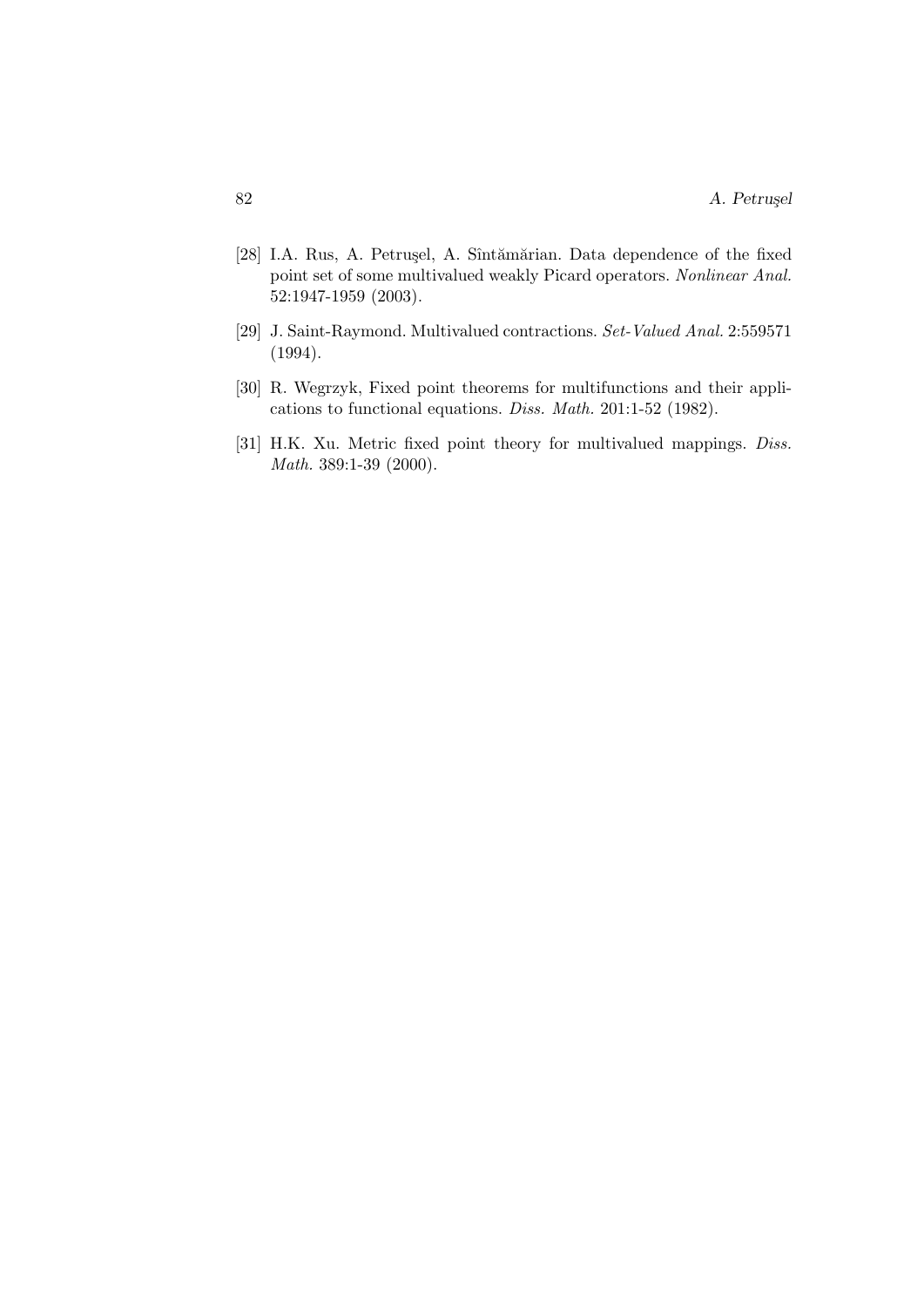[28] I.A. Rus, A. Petruşel, A. Sîntămărian. Data dependence of the fixed point set of some multivalued weakly Picard operators. *Nonlinear Anal.* 52:1947-1959 (2003).

[29] J. Saint-Raymond. Multivalued contractions. *Set-Valued Anal.* 2:559571 (1994).

[30] R. Wegrzyk, Fixed point theorems for multifunctions and their applications to functional equations. *Diss. Math.* 201:1-52 (1982).

[31] H.K. Xu. Metric fixed point theory for multivalued mappings. *Diss. Math.* 389:1-39 (2000).